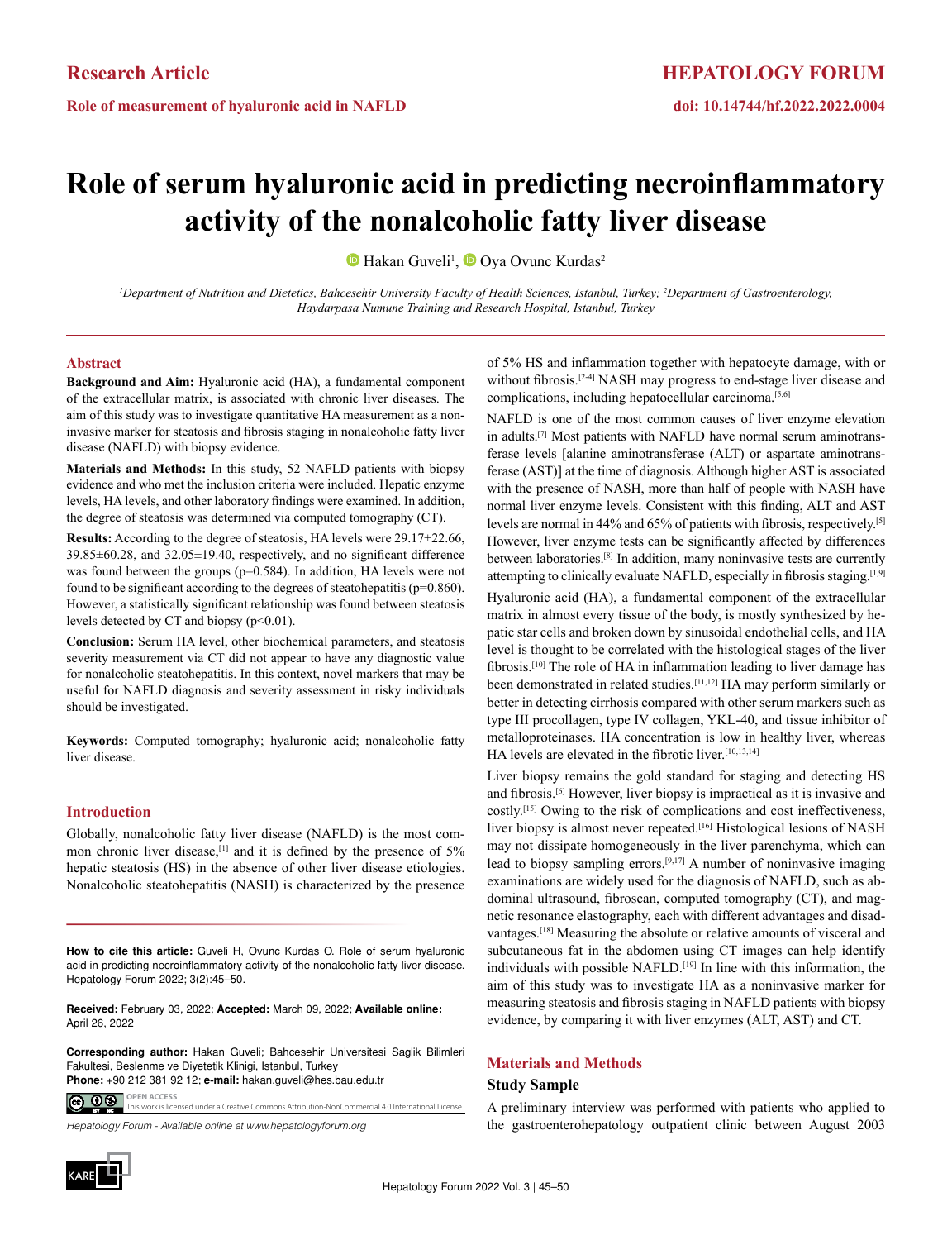# Role of serum hyaluronic acid in predicting necroinflammatory activity of the nonalcoholic fatty liver disease

Hakan Guveli[1], Oya Ovunc Kurdas[2]

[1]*Department of Nutrition and Dietetics, Bahcesehir University Faculty of Health Sciences, Istanbul, Turkey;* [2]*Department of Gastroenterology, Haydarpasa Numune Training and Research Hospital, Istanbul, Turkey*

## Abstract

**Background and Aim:** Hyaluronic acid (HA), a fundamental component of the extracellular matrix, is associated with chronic liver diseases. The aim of this study was to investigate quantitative HA measurement as a noninvasive marker for steatosis and fibrosis staging in nonalcoholic fatty liver disease (NAFLD) with biopsy evidence.

**Materials and Methods:** In this study, 52 NAFLD patients with biopsy evidence and who met the inclusion criteria were included. Hepatic enzyme levels, HA levels, and other laboratory findings were examined. In addition, the degree of steatosis was determined via computed tomography (CT).

**Results:** According to the degree of steatosis, HA levels were 29.17±22.66, 39.85±60.28, and 32.05±19.40, respectively, and no significant difference was found between the groups (p=0.584). In addition, HA levels were not found to be significant according to the degrees of steatohepatitis (p=0.860). However, a statistically significant relationship was found between steatosis levels detected by CT and biopsy (p<0.01).

**Conclusion:** Serum HA level, other biochemical parameters, and steatosis severity measurement via CT did not appear to have any diagnostic value for nonalcoholic steatohepatitis. In this context, novel markers that may be useful for NAFLD diagnosis and severity assessment in risky individuals should be investigated.

**Keywords:** Computed tomography; hyaluronic acid; nonalcoholic fatty liver disease.

## Introduction

Globally, nonalcoholic fatty liver disease (NAFLD) is the most common chronic liver disease,[1] and it is defined by the presence of 5% hepatic steatosis (HS) in the absence of other liver disease etiologies. Nonalcoholic steatohepatitis (NASH) is characterized by the presence of 5% HS and inflammation together with hepatocyte damage, with or without fibrosis.[2-4] NASH may progress to end-stage liver disease and complications, including hepatocellular carcinoma.[5,6]

NAFLD is one of the most common causes of liver enzyme elevation in adults.[7] Most patients with NAFLD have normal serum aminotransferase levels [alanine aminotransferase (ALT) or aspartate aminotransferase (AST)] at the time of diagnosis. Although higher AST is associated with the presence of NASH, more than half of people with NASH have normal liver enzyme levels. Consistent with this finding, ALT and AST levels are normal in 44% and 65% of patients with fibrosis, respectively.[5] However, liver enzyme tests can be significantly affected by differences between laboratories.[8] In addition, many noninvasive tests are currently attempting to clinically evaluate NAFLD, especially in fibrosis staging.[1,9]

Hyaluronic acid (HA), a fundamental component of the extracellular matrix in almost every tissue of the body, is mostly synthesized by hepatic star cells and broken down by sinusoidal endothelial cells, and HA level is thought to be correlated with the histological stages of the liver fibrosis.[10] The role of HA in inflammation leading to liver damage has been demonstrated in related studies.[11,12] HA may perform similarly or better in detecting cirrhosis compared with other serum markers such as type III procollagen, type IV collagen, YKL-40, and tissue inhibitor of metalloproteinases. HA concentration is low in healthy liver, whereas HA levels are elevated in the fibrotic liver.[10,13,14]

Liver biopsy remains the gold standard for staging and detecting HS and fibrosis.[6] However, liver biopsy is impractical as it is invasive and costly.[15] Owing to the risk of complications and cost ineffectiveness, liver biopsy is almost never repeated.[16] Histological lesions of NASH may not dissipate homogeneously in the liver parenchyma, which can lead to biopsy sampling errors.[9,17] A number of noninvasive imaging examinations are widely used for the diagnosis of NAFLD, such as abdominal ultrasound, fibroscan, computed tomography (CT), and magnetic resonance elastography, each with different advantages and disadvantages.[18] Measuring the absolute or relative amounts of visceral and subcutaneous fat in the abdomen using CT images can help identify individuals with possible NAFLD.[19] In line with this information, the aim of this study was to investigate HA as a noninvasive marker for measuring steatosis and fibrosis staging in NAFLD patients with biopsy evidence, by comparing it with liver enzymes (ALT, AST) and CT.

## Materials and Methods

### Study Sample

A preliminary interview was performed with patients who applied to the gastroenterohepatology outpatient clinic between August 2003

**How to cite this article:** Guveli H, Ovunc Kurdas O. Role of serum hyaluronic acid in predicting necroinflammatory activity of the nonalcoholic fatty liver disease. Hepatology Forum 2022; 3(2):45–50.

**Received:** February 03, 2022; **Accepted:** March 09, 2022; **Available online:** April 26, 2022

**Corresponding author:** Hakan Guveli; Bahcesehir Universitesi Saglik Bilimleri Fakultesi, Beslenme ve Diyetetik Klinigi, Istanbul, Turkey
**Phone:** +90 212 381 92 12; **e-mail:** hakan.guveli@hes.bau.edu.tr

OPEN ACCESS
This work is licensed under a Creative Commons Attribution-NonCommercial 4.0 International License.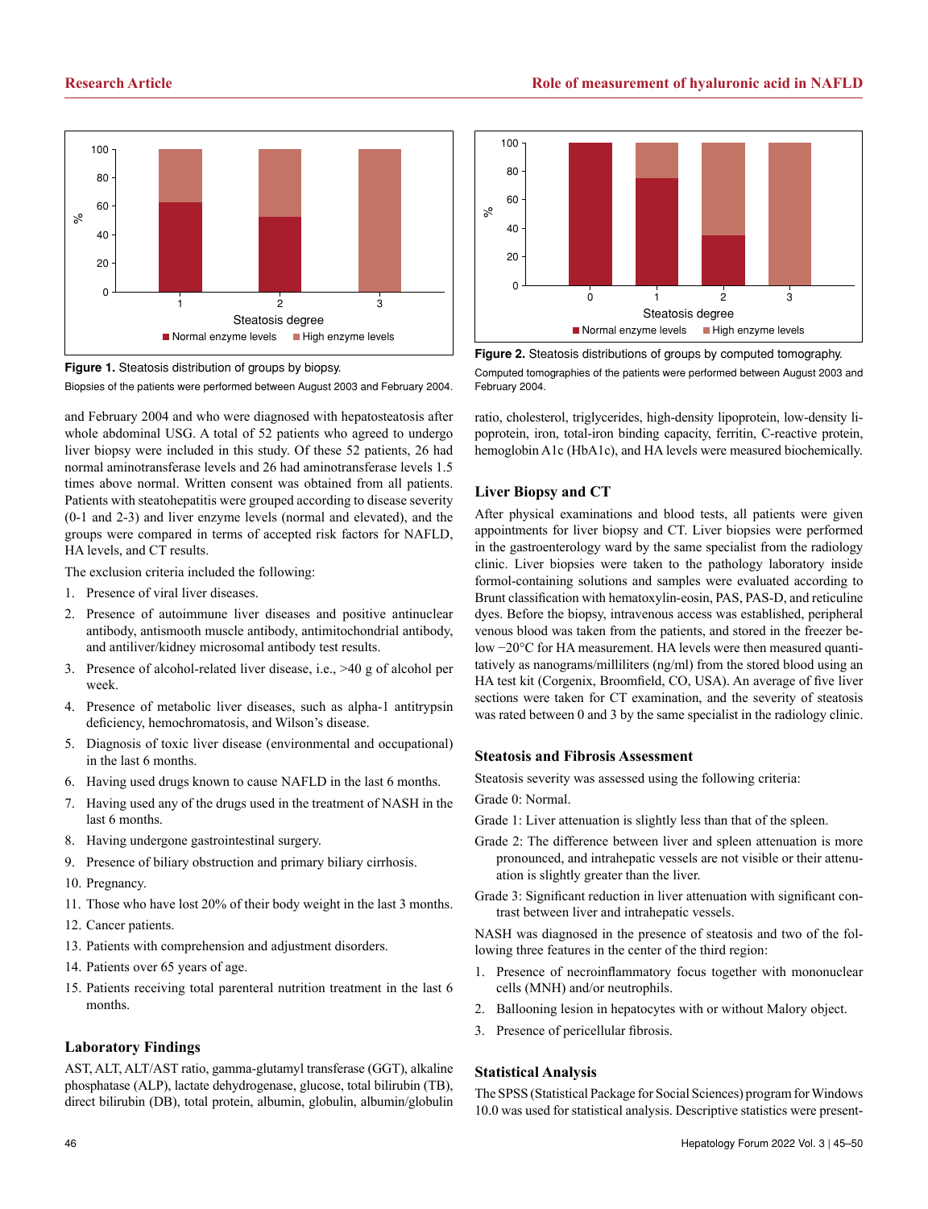Figure 1. Steatosis distribution of groups by biopsy.

Biopsies of the patients were performed between August 2003 and February 2004.

Figure 2. Steatosis distributions of groups by computed tomography.

Computed tomographies of the patients were performed between August 2003 and February 2004.

and February 2004 and who were diagnosed with hepatosteatosis after whole abdominal USG. A total of 52 patients who agreed to undergo liver biopsy were included in this study. Of these 52 patients, 26 had normal aminotransferase levels and 26 had aminotransferase levels 1.5 times above normal. Written consent was obtained from all patients. Patients with steatohepatitis were grouped according to disease severity (0-1 and 2-3) and liver enzyme levels (normal and elevated), and the groups were compared in terms of accepted risk factors for NAFLD, HA levels, and CT results.

The exclusion criteria included the following:

1. Presence of viral liver diseases.
2. Presence of autoimmune liver diseases and positive antinuclear antibody, antismooth muscle antibody, antimitochondrial antibody, and antiliver/kidney microsomal antibody test results.
3. Presence of alcohol-related liver disease, i.e., >40 g of alcohol per week.
4. Presence of metabolic liver diseases, such as alpha-1 antitrypsin deficiency, hemochromatosis, and Wilson's disease.
5. Diagnosis of toxic liver disease (environmental and occupational) in the last 6 months.
6. Having used drugs known to cause NAFLD in the last 6 months.
7. Having used any of the drugs used in the treatment of NASH in the last 6 months.
8. Having undergone gastrointestinal surgery.
9. Presence of biliary obstruction and primary biliary cirrhosis.
10. Pregnancy.
11. Those who have lost 20% of their body weight in the last 3 months.
12. Cancer patients.
13. Patients with comprehension and adjustment disorders.
14. Patients over 65 years of age.
15. Patients receiving total parenteral nutrition treatment in the last 6 months.

## Laboratory Findings

AST, ALT, ALT/AST ratio, gamma-glutamyl transferase (GGT), alkaline phosphatase (ALP), lactate dehydrogenase, glucose, total bilirubin (TB), direct bilirubin (DB), total protein, albumin, globulin, albumin/globulin ratio, cholesterol, triglycerides, high-density lipoprotein, low-density lipoprotein, iron, total-iron binding capacity, ferritin, C-reactive protein, hemoglobin A1c (HbA1c), and HA levels were measured biochemically.

## Liver Biopsy and CT

After physical examinations and blood tests, all patients were given appointments for liver biopsy and CT. Liver biopsies were performed in the gastroenterology ward by the same specialist from the radiology clinic. Liver biopsies were taken to the pathology laboratory inside formol-containing solutions and samples were evaluated according to Brunt classification with hematoxylin-eosin, PAS, PAS-D, and reticuline dyes. Before the biopsy, intravenous access was established, peripheral venous blood was taken from the patients, and stored in the freezer below −20°C for HA measurement. HA levels were then measured quantitatively as nanograms/milliliters (ng/ml) from the stored blood using an HA test kit (Corgenix, Broomfield, CO, USA). An average of five liver sections were taken for CT examination, and the severity of steatosis was rated between 0 and 3 by the same specialist in the radiology clinic.

## Steatosis and Fibrosis Assessment

Steatosis severity was assessed using the following criteria:

Grade 0: Normal.

Grade 1: Liver attenuation is slightly less than that of the spleen.

Grade 2: The difference between liver and spleen attenuation is more pronounced, and intrahepatic vessels are not visible or their attenuation is slightly greater than the liver.

Grade 3: Significant reduction in liver attenuation with significant contrast between liver and intrahepatic vessels.

NASH was diagnosed in the presence of steatosis and two of the following three features in the center of the third region:

1. Presence of necroinflammatory focus together with mononuclear cells (MNH) and/or neutrophils.
2. Ballooning lesion in hepatocytes with or without Malory object.
3. Presence of pericellular fibrosis.

## Statistical Analysis

The SPSS (Statistical Package for Social Sciences) program for Windows 10.0 was used for statistical analysis. Descriptive statistics were present-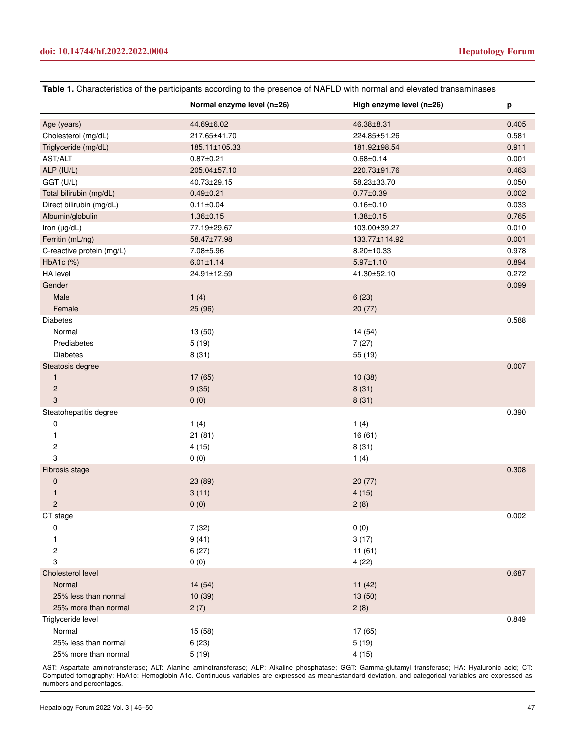**Table 1.** Characteristics of the participants according to the presence of NAFLD with normal and elevated transaminases

| | Normal enzyme level (n=26) | High enzyme level (n=26) | p |
|---|---|---|---|
| Age (years) | 44.69±6.02 | 46.38±8.31 | 0.405 |
| Cholesterol (mg/dL) | 217.65±41.70 | 224.85±51.26 | 0.581 |
| Triglyceride (mg/dL) | 185.11±105.33 | 181.92±98.54 | 0.911 |
| AST/ALT | 0.87±0.21 | 0.68±0.14 | 0.001 |
| ALP (IU/L) | 205.04±57.10 | 220.73±91.76 | 0.463 |
| GGT (U/L) | 40.73±29.15 | 58.23±33.70 | 0.050 |
| Total bilirubin (mg/dL) | 0.49±0.21 | 0.77±0.39 | 0.002 |
| Direct bilirubin (mg/dL) | 0.11±0.04 | 0.16±0.10 | 0.033 |
| Albumin/globulin | 1.36±0.15 | 1.38±0.15 | 0.765 |
| Iron (μg/dL) | 77.19±29.67 | 103.00±39.27 | 0.010 |
| Ferritin (mL/ng) | 58.47±77.98 | 133.77±114.92 | 0.001 |
| C-reactive protein (mg/L) | 7.08±5.96 | 8.20±10.33 | 0.978 |
| HbA1c (%) | 6.01±1.14 | 5.97±1.10 | 0.894 |
| HA level | 24.91±12.59 | 41.30±52.10 | 0.272 |
| Gender | | | 0.099 |
| Male | 1 (4) | 6 (23) | |
| Female | 25 (96) | 20 (77) | |
| Diabetes | | | 0.588 |
| Normal | 13 (50) | 14 (54) | |
| Prediabetes | 5 (19) | 7 (27) | |
| Diabetes | 8 (31) | 55 (19) | |
| Steatosis degree | | | 0.007 |
| 1 | 17 (65) | 10 (38) | |
| 2 | 9 (35) | 8 (31) | |
| 3 | 0 (0) | 8 (31) | |
| Steatohepatitis degree | | | 0.390 |
| 0 | 1 (4) | 1 (4) | |
| 1 | 21 (81) | 16 (61) | |
| 2 | 4 (15) | 8 (31) | |
| 3 | 0 (0) | 1 (4) | |
| Fibrosis stage | | | 0.308 |
| 0 | 23 (89) | 20 (77) | |
| 1 | 3 (11) | 4 (15) | |
| 2 | 0 (0) | 2 (8) | |
| CT stage | | | 0.002 |
| 0 | 7 (32) | 0 (0) | |
| 1 | 9 (41) | 3 (17) | |
| 2 | 6 (27) | 11 (61) | |
| 3 | 0 (0) | 4 (22) | |
| Cholesterol level | | | 0.687 |
| Normal | 14 (54) | 11 (42) | |
| 25% less than normal | 10 (39) | 13 (50) | |
| 25% more than normal | 2 (7) | 2 (8) | |
| Triglyceride level | | | 0.849 |
| Normal | 15 (58) | 17 (65) | |
| 25% less than normal | 6 (23) | 5 (19) | |
| 25% more than normal | 5 (19) | 4 (15) | |

AST: Aspartate aminotransferase; ALT: Alanine aminotransferase; ALP: Alkaline phosphatase; GGT: Gamma-glutamyl transferase; HA: Hyaluronic acid; CT: Computed tomography; HbA1c: Hemoglobin A1c. Continuous variables are expressed as mean±standard deviation, and categorical variables are expressed as numbers and percentages.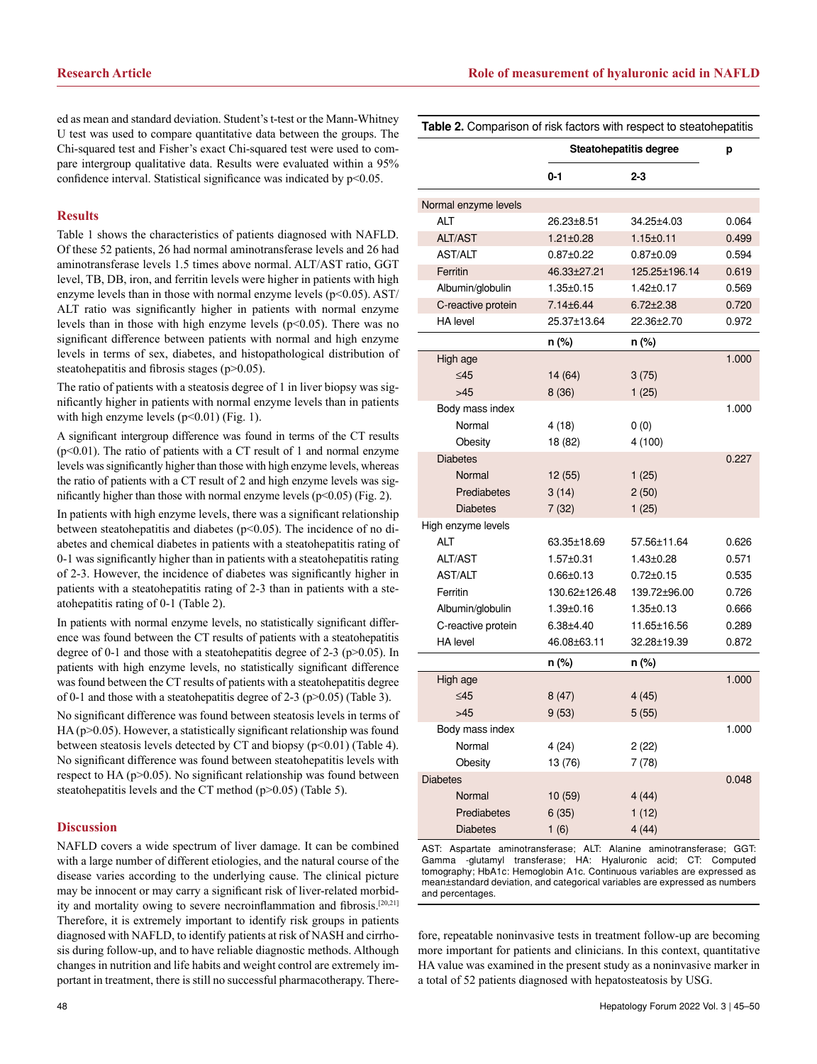ed as mean and standard deviation. Student's t-test or the Mann-Whitney U test was used to compare quantitative data between the groups. The Chi-squared test and Fisher's exact Chi-squared test were used to compare intergroup qualitative data. Results were evaluated within a 95% confidence interval. Statistical significance was indicated by $p<0.05$.

## Results

Table 1 shows the characteristics of patients diagnosed with NAFLD. Of these 52 patients, 26 had normal aminotransferase levels and 26 had aminotransferase levels 1.5 times above normal. ALT/AST ratio, GGT level, TB, DB, iron, and ferritin levels were higher in patients with high enzyme levels than in those with normal enzyme levels ($p<0.05$). AST/ALT ratio was significantly higher in patients with normal enzyme levels than in those with high enzyme levels ($p<0.05$). There was no significant difference between patients with normal and high enzyme levels in terms of sex, diabetes, and histopathological distribution of steatohepatitis and fibrosis stages ($p>0.05$).

The ratio of patients with a steatosis degree of 1 in liver biopsy was significantly higher in patients with normal enzyme levels than in patients with high enzyme levels ($p<0.01$) (Fig. 1).

A significant intergroup difference was found in terms of the CT results ($p<0.01$). The ratio of patients with a CT result of 1 and normal enzyme levels was significantly higher than those with high enzyme levels, whereas the ratio of patients with a CT result of 2 and high enzyme levels was significantly higher than those with normal enzyme levels ($p<0.05$) (Fig. 2).

In patients with high enzyme levels, there was a significant relationship between steatohepatitis and diabetes ($p<0.05$). The incidence of no diabetes and chemical diabetes in patients with a steatohepatitis rating of 0-1 was significantly higher than in patients with a steatohepatitis rating of 2-3. However, the incidence of diabetes was significantly higher in patients with a steatohepatitis rating of 2-3 than in patients with a steatohepatitis rating of 0-1 (Table 2).

In patients with normal enzyme levels, no statistically significant difference was found between the CT results of patients with a steatohepatitis degree of 0-1 and those with a steatohepatitis degree of 2-3 ($p>0.05$). In patients with high enzyme levels, no statistically significant difference was found between the CT results of patients with a steatohepatitis degree of 0-1 and those with a steatohepatitis degree of 2-3 ($p>0.05$) (Table 3).

No significant difference was found between steatosis levels in terms of HA ($p>0.05$). However, a statistically significant relationship was found between steatosis levels detected by CT and biopsy ($p<0.01$) (Table 4). No significant difference was found between steatohepatitis levels with respect to HA ($p>0.05$). No significant relationship was found between steatohepatitis levels and the CT method ($p>0.05$) (Table 5).

## Discussion

NAFLD covers a wide spectrum of liver damage. It can be combined with a large number of different etiologies, and the natural course of the disease varies according to the underlying cause. The clinical picture may be innocent or may carry a significant risk of liver-related morbidity and mortality owing to severe necroinflammation and fibrosis.[20,21] Therefore, it is extremely important to identify risk groups in patients diagnosed with NAFLD, to identify patients at risk of NASH and cirrhosis during follow-up, and to have reliable diagnostic methods. Although changes in nutrition and life habits and weight control are extremely important in treatment, there is still no successful pharmacotherapy. Therefore, repeatable noninvasive tests in treatment follow-up are becoming more important for patients and clinicians. In this context, quantitative HA value was examined in the present study as a noninvasive marker in a total of 52 patients diagnosed with hepatosteatosis by USG.

**Table 2.** Comparison of risk factors with respect to steatohepatitis

| | Steatohepatitis degree | | p |
|---|---|---|---|
| | 0-1 | 2-3 | |
| Normal enzyme levels | | | |
| ALT | 26.23±8.51 | 34.25±4.03 | 0.064 |
| ALT/AST | 1.21±0.28 | 1.15±0.11 | 0.499 |
| AST/ALT | 0.87±0.22 | 0.87±0.09 | 0.594 |
| Ferritin | 46.33±27.21 | 125.25±196.14 | 0.619 |
| Albumin/globulin | 1.35±0.15 | 1.42±0.17 | 0.569 |
| C-reactive protein | 7.14±6.44 | 6.72±2.38 | 0.720 |
| HA level | 25.37±13.64 | 22.36±2.70 | 0.972 |
| | n (%) | n (%) | |
| High age | | | 1.000 |
| ≤45 | 14 (64) | 3 (75) | |
| >45 | 8 (36) | 1 (25) | |
| Body mass index | | | 1.000 |
| Normal | 4 (18) | 0 (0) | |
| Obesity | 18 (82) | 4 (100) | |
| Diabetes | | | 0.227 |
| Normal | 12 (55) | 1 (25) | |
| Prediabetes | 3 (14) | 2 (50) | |
| Diabetes | 7 (32) | 1 (25) | |
| High enzyme levels | | | |
| ALT | 63.35±18.69 | 57.56±11.64 | 0.626 |
| ALT/AST | 1.57±0.31 | 1.43±0.28 | 0.571 |
| AST/ALT | 0.66±0.13 | 0.72±0.15 | 0.535 |
| Ferritin | 130.62±126.48 | 139.72±96.00 | 0.726 |
| Albumin/globulin | 1.39±0.16 | 1.35±0.13 | 0.666 |
| C-reactive protein | 6.38±4.40 | 11.65±16.56 | 0.289 |
| HA level | 46.08±63.11 | 32.28±19.39 | 0.872 |
| | n (%) | n (%) | |
| High age | | | 1.000 |
| ≤45 | 8 (47) | 4 (45) | |
| >45 | 9 (53) | 5 (55) | |
| Body mass index | | | 1.000 |
| Normal | 4 (24) | 2 (22) | |
| Obesity | 13 (76) | 7 (78) | |
| Diabetes | | | 0.048 |
| Normal | 10 (59) | 4 (44) | |
| Prediabetes | 6 (35) | 1 (12) | |
| Diabetes | 1 (6) | 4 (44) | |

AST: Aspartate aminotransferase; ALT: Alanine aminotransferase; GGT: Gamma -glutamyl transferase; HA: Hyaluronic acid; CT: Computed tomography; HbA1c: Hemoglobin A1c. Continuous variables are expressed as mean±standard deviation, and categorical variables are expressed as numbers and percentages.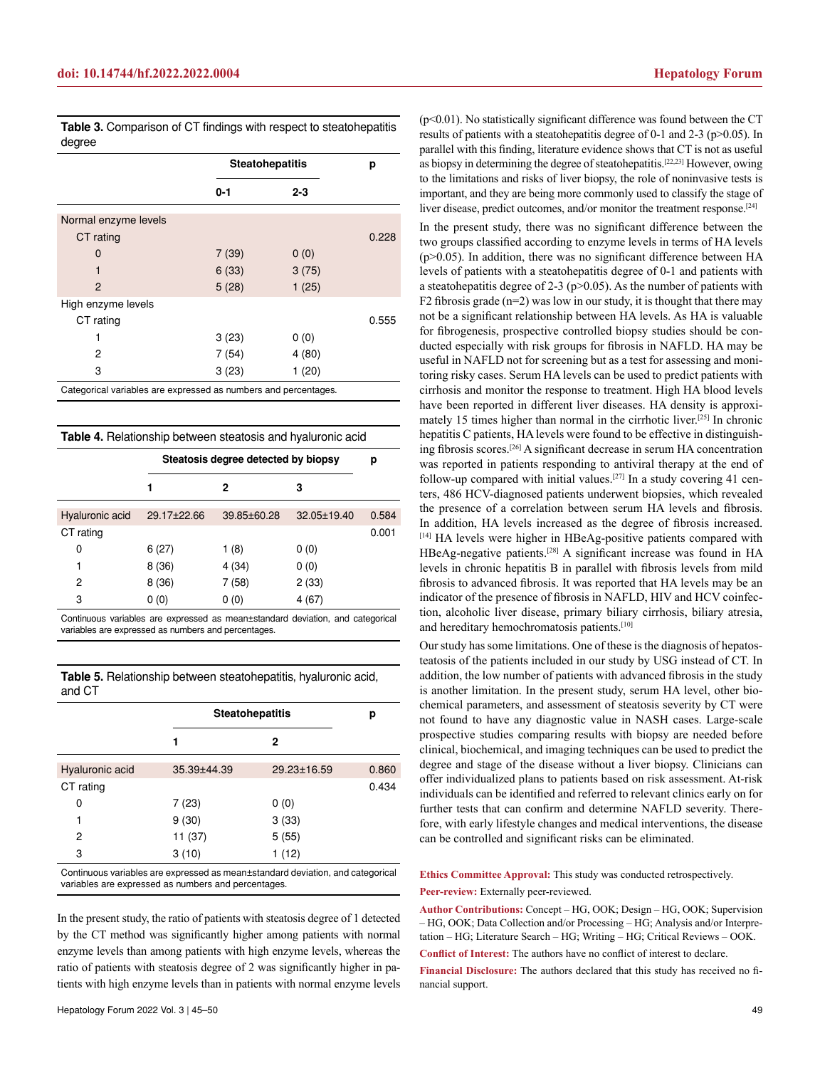**Table 3.** Comparison of CT findings with respect to steatohepatitis degree

| | Steatohepatitis | | p |
|---|---|---|---|
| | 0-1 | 2-3 | |
| Normal enzyme levels | | | |
| CT rating | | | 0.228 |
| 0 | 7 (39) | 0 (0) | |
| 1 | 6 (33) | 3 (75) | |
| 2 | 5 (28) | 1 (25) | |
| High enzyme levels | | | |
| CT rating | | | 0.555 |
| 1 | 3 (23) | 0 (0) | |
| 2 | 7 (54) | 4 (80) | |
| 3 | 3 (23) | 1 (20) | |

Categorical variables are expressed as numbers and percentages.

**Table 4.** Relationship between steatosis and hyaluronic acid

| | Steatosis degree detected by biopsy | | | p |
|---|---|---|---|---|
| | 1 | 2 | 3 | |
| Hyaluronic acid | 29.17±22.66 | 39.85±60.28 | 32.05±19.40 | 0.584 |
| CT rating | | | | 0.001 |
| 0 | 6 (27) | 1 (8) | 0 (0) | |
| 1 | 8 (36) | 4 (34) | 0 (0) | |
| 2 | 8 (36) | 7 (58) | 2 (33) | |
| 3 | 0 (0) | 0 (0) | 4 (67) | |

Continuous variables are expressed as mean±standard deviation, and categorical variables are expressed as numbers and percentages.

**Table 5.** Relationship between steatohepatitis, hyaluronic acid, and CT

| | Steatohepatitis | | p |
|---|---|---|---|
| | 1 | 2 | |
| Hyaluronic acid | 35.39±44.39 | 29.23±16.59 | 0.860 |
| CT rating | | | 0.434 |
| 0 | 7 (23) | 0 (0) | |
| 1 | 9 (30) | 3 (33) | |
| 2 | 11 (37) | 5 (55) | |
| 3 | 3 (10) | 1 (12) | |

Continuous variables are expressed as mean±standard deviation, and categorical variables are expressed as numbers and percentages.

In the present study, the ratio of patients with steatosis degree of 1 detected by the CT method was significantly higher among patients with normal enzyme levels than among patients with high enzyme levels, whereas the ratio of patients with steatosis degree of 2 was significantly higher in patients with high enzyme levels than in patients with normal enzyme levels (p<0.01). No statistically significant difference was found between the CT results of patients with a steatohepatitis degree of 0-1 and 2-3 (p>0.05). In parallel with this finding, literature evidence shows that CT is not as useful as biopsy in determining the degree of steatohepatitis.[22,23] However, owing to the limitations and risks of liver biopsy, the role of noninvasive tests is important, and they are being more commonly used to classify the stage of liver disease, predict outcomes, and/or monitor the treatment response.[24]

In the present study, there was no significant difference between the two groups classified according to enzyme levels in terms of HA levels (p>0.05). In addition, there was no significant difference between HA levels of patients with a steatohepatitis degree of 0-1 and patients with a steatohepatitis degree of 2-3 (p>0.05). As the number of patients with F2 fibrosis grade (n=2) was low in our study, it is thought that there may not be a significant relationship between HA levels. As HA is valuable for fibrogenesis, prospective controlled biopsy studies should be conducted especially with risk groups for fibrosis in NAFLD. HA may be useful in NAFLD not for screening but as a test for assessing and monitoring risky cases. Serum HA levels can be used to predict patients with cirrhosis and monitor the response to treatment. High HA blood levels have been reported in different liver diseases. HA density is approximately 15 times higher than normal in the cirrhotic liver.[25] In chronic hepatitis C patients, HA levels were found to be effective in distinguishing fibrosis scores.[26] A significant decrease in serum HA concentration was reported in patients responding to antiviral therapy at the end of follow-up compared with initial values.[27] In a study covering 41 centers, 486 HCV-diagnosed patients underwent biopsies, which revealed the presence of a correlation between serum HA levels and fibrosis. In addition, HA levels increased as the degree of fibrosis increased.[14] HA levels were higher in HBeAg-positive patients compared with HBeAg-negative patients.[28] A significant increase was found in HA levels in chronic hepatitis B in parallel with fibrosis levels from mild fibrosis to advanced fibrosis. It was reported that HA levels may be an indicator of the presence of fibrosis in NAFLD, HIV and HCV coinfection, alcoholic liver disease, primary biliary cirrhosis, biliary atresia, and hereditary hemochromatosis patients.[10]

Our study has some limitations. One of these is the diagnosis of hepatosteatosis of the patients included in our study by USG instead of CT. In addition, the low number of patients with advanced fibrosis in the study is another limitation. In the present study, serum HA level, other biochemical parameters, and assessment of steatosis severity by CT were not found to have any diagnostic value in NASH cases. Large-scale prospective studies comparing results with biopsy are needed before clinical, biochemical, and imaging techniques can be used to predict the degree and stage of the disease without a liver biopsy. Clinicians can offer individualized plans to patients based on risk assessment. At-risk individuals can be identified and referred to relevant clinics early on for further tests that can confirm and determine NAFLD severity. Therefore, with early lifestyle changes and medical interventions, the disease can be controlled and significant risks can be eliminated.

**Ethics Committee Approval:** This study was conducted retrospectively.

**Peer-review:** Externally peer-reviewed.

**Author Contributions:** Concept – HG, OOK; Design – HG, OOK; Supervision – HG, OOK; Data Collection and/or Processing – HG; Analysis and/or Interpretation – HG; Literature Search – HG; Writing – HG; Critical Reviews – OOK.

**Conflict of Interest:** The authors have no conflict of interest to declare.

**Financial Disclosure:** The authors declared that this study has received no financial support.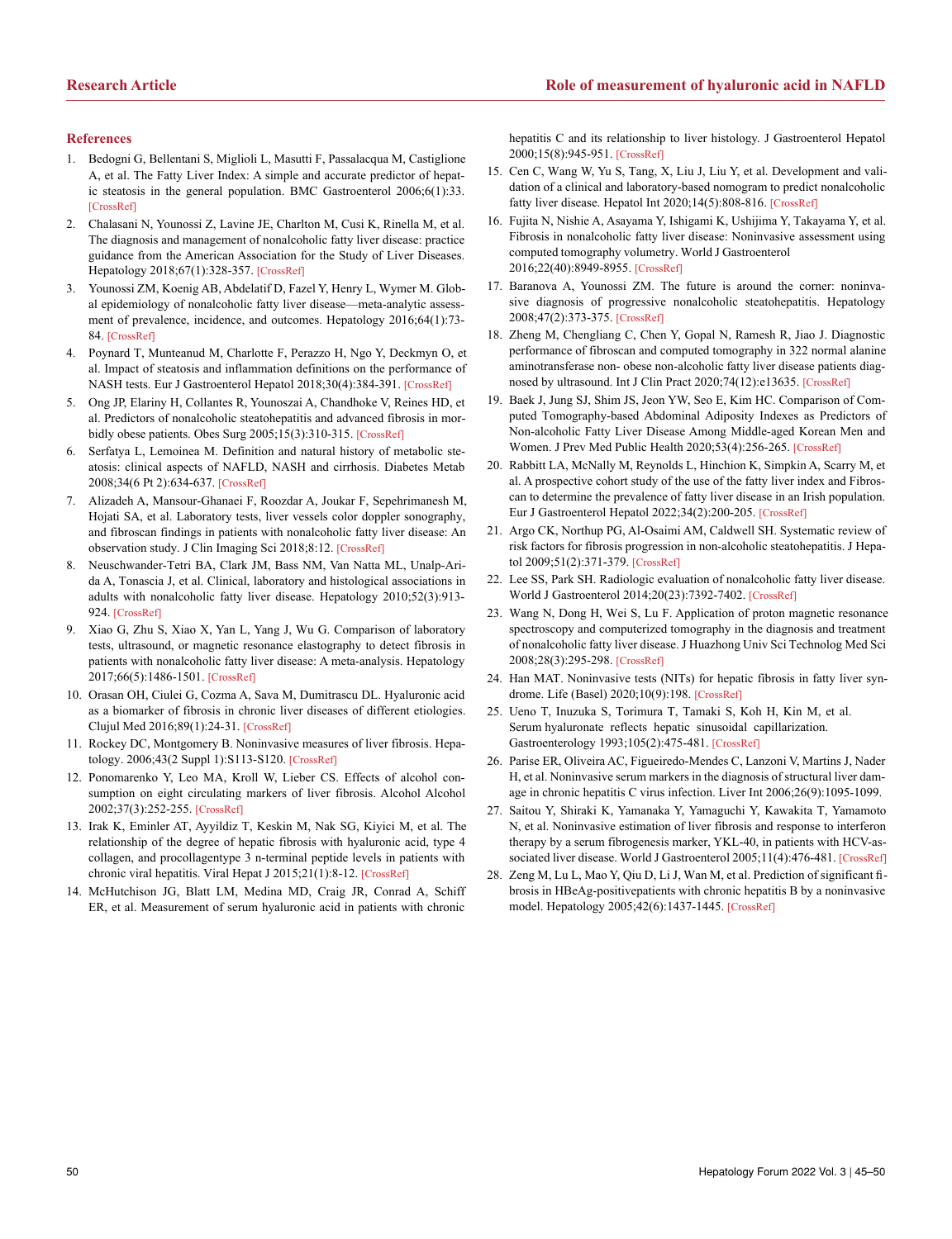## References

1. Bedogni G, Bellentani S, Miglioli L, Masutti F, Passalacqua M, Castiglione A, et al. The Fatty Liver Index: A simple and accurate predictor of hepatic steatosis in the general population. BMC Gastroenterol 2006;6(1):33. [CrossRef]
2. Chalasani N, Younossi Z, Lavine JE, Charlton M, Cusi K, Rinella M, et al. The diagnosis and management of nonalcoholic fatty liver disease: practice guidance from the American Association for the Study of Liver Diseases. Hepatology 2018;67(1):328-357. [CrossRef]
3. Younossi ZM, Koenig AB, Abdelatif D, Fazel Y, Henry L, Wymer M. Global epidemiology of nonalcoholic fatty liver disease—meta-analytic assessment of prevalence, incidence, and outcomes. Hepatology 2016;64(1):73-84. [CrossRef]
4. Poynard T, Munteanud M, Charlotte F, Perazzo H, Ngo Y, Deckmyn O, et al. Impact of steatosis and inflammation definitions on the performance of NASH tests. Eur J Gastroenterol Hepatol 2018;30(4):384-391. [CrossRef]
5. Ong JP, Elariny H, Collantes R, Younoszai A, Chandhoke V, Reines HD, et al. Predictors of nonalcoholic steatohepatitis and advanced fibrosis in morbidly obese patients. Obes Surg 2005;15(3):310-315. [CrossRef]
6. Serfatya L, Lemoinea M. Definition and natural history of metabolic steatosis: clinical aspects of NAFLD, NASH and cirrhosis. Diabetes Metab 2008;34(6 Pt 2):634-637. [CrossRef]
7. Alizadeh A, Mansour-Ghanaei F, Roozdar A, Joukar F, Sepehrimanesh M, Hojati SA, et al. Laboratory tests, liver vessels color doppler sonography, and fibroscan findings in patients with nonalcoholic fatty liver disease: An observation study. J Clin Imaging Sci 2018;8:12. [CrossRef]
8. Neuschwander-Tetri BA, Clark JM, Bass NM, Van Natta ML, Unalp-Arida A, Tonascia J, et al. Clinical, laboratory and histological associations in adults with nonalcoholic fatty liver disease. Hepatology 2010;52(3):913-924. [CrossRef]
9. Xiao G, Zhu S, Xiao X, Yan L, Yang J, Wu G. Comparison of laboratory tests, ultrasound, or magnetic resonance elastography to detect fibrosis in patients with nonalcoholic fatty liver disease: A meta-analysis. Hepatology 2017;66(5):1486-1501. [CrossRef]
10. Orasan OH, Ciulei G, Cozma A, Sava M, Dumitrascu DL. Hyaluronic acid as a biomarker of fibrosis in chronic liver diseases of different etiologies. Clujul Med 2016;89(1):24-31. [CrossRef]
11. Rockey DC, Montgomery B. Noninvasive measures of liver fibrosis. Hepatology. 2006;43(2 Suppl 1):S113-S120. [CrossRef]
12. Ponomarenko Y, Leo MA, Kroll W, Lieber CS. Effects of alcohol consumption on eight circulating markers of liver fibrosis. Alcohol Alcohol 2002;37(3):252-255. [CrossRef]
13. Irak K, Eminler AT, Ayyildiz T, Keskin M, Nak SG, Kiyici M, et al. The relationship of the degree of hepatic fibrosis with hyaluronic acid, type 4 collagen, and procollagentype 3 n-terminal peptide levels in patients with chronic viral hepatitis. Viral Hepat J 2015;21(1):8-12. [CrossRef]
14. McHutchison JG, Blatt LM, Medina MD, Craig JR, Conrad A, Schiff ER, et al. Measurement of serum hyaluronic acid in patients with chronic hepatitis C and its relationship to liver histology. J Gastroenterol Hepatol 2000;15(8):945-951. [CrossRef]
15. Cen C, Wang W, Yu S, Tang, X, Liu J, Liu Y, et al. Development and validation of a clinical and laboratory-based nomogram to predict nonalcoholic fatty liver disease. Hepatol Int 2020;14(5):808-816. [CrossRef]
16. Fujita N, Nishie A, Asayama Y, Ishigami K, Ushijima Y, Takayama Y, et al. Fibrosis in nonalcoholic fatty liver disease: Noninvasive assessment using computed tomography volumetry. World J Gastroenterol 2016;22(40):8949-8955. [CrossRef]
17. Baranova A, Younossi ZM. The future is around the corner: noninvasive diagnosis of progressive nonalcoholic steatohepatitis. Hepatology 2008;47(2):373-375. [CrossRef]
18. Zheng M, Chengliang C, Chen Y, Gopal N, Ramesh R, Jiao J. Diagnostic performance of fibroscan and computed tomography in 322 normal alanine aminotransferase non- obese non-alcoholic fatty liver disease patients diagnosed by ultrasound. Int J Clin Pract 2020;74(12):e13635. [CrossRef]
19. Baek J, Jung SJ, Shim JS, Jeon YW, Seo E, Kim HC. Comparison of Computed Tomography-based Abdominal Adiposity Indexes as Predictors of Non-alcoholic Fatty Liver Disease Among Middle-aged Korean Men and Women. J Prev Med Public Health 2020;53(4):256-265. [CrossRef]
20. Rabbitt LA, McNally M, Reynolds L, Hinchion K, Simpkin A, Scarry M, et al. A prospective cohort study of the use of the fatty liver index and Fibroscan to determine the prevalence of fatty liver disease in an Irish population. Eur J Gastroenterol Hepatol 2022;34(2):200-205. [CrossRef]
21. Argo CK, Northup PG, Al-Osaimi AM, Caldwell SH. Systematic review of risk factors for fibrosis progression in non-alcoholic steatohepatitis. J Hepatol 2009;51(2):371-379. [CrossRef]
22. Lee SS, Park SH. Radiologic evaluation of nonalcoholic fatty liver disease. World J Gastroenterol 2014;20(23):7392-7402. [CrossRef]
23. Wang N, Dong H, Wei S, Lu F. Application of proton magnetic resonance spectroscopy and computerized tomography in the diagnosis and treatment of nonalcoholic fatty liver disease. J Huazhong Univ Sci Technolog Med Sci 2008;28(3):295-298. [CrossRef]
24. Han MAT. Noninvasive tests (NITs) for hepatic fibrosis in fatty liver syndrome. Life (Basel) 2020;10(9):198. [CrossRef]
25. Ueno T, Inuzuka S, Torimura T, Tamaki S, Koh H, Kin M, et al. Serum hyaluronate reflects hepatic sinusoidal capillarization. Gastroenterology 1993;105(2):475-481. [CrossRef]
26. Parise ER, Oliveira AC, Figueiredo-Mendes C, Lanzoni V, Martins J, Nader H, et al. Noninvasive serum markers in the diagnosis of structural liver damage in chronic hepatitis C virus infection. Liver Int 2006;26(9):1095-1099.
27. Saitou Y, Shiraki K, Yamanaka Y, Yamaguchi Y, Kawakita T, Yamamoto N, et al. Noninvasive estimation of liver fibrosis and response to interferon therapy by a serum fibrogenesis marker, YKL-40, in patients with HCV-associated liver disease. World J Gastroenterol 2005;11(4):476-481. [CrossRef]
28. Zeng M, Lu L, Mao Y, Qiu D, Li J, Wan M, et al. Prediction of significant fibrosis in HBeAg-positivepatients with chronic hepatitis B by a noninvasive model. Hepatology 2005;42(6):1437-1445. [CrossRef]